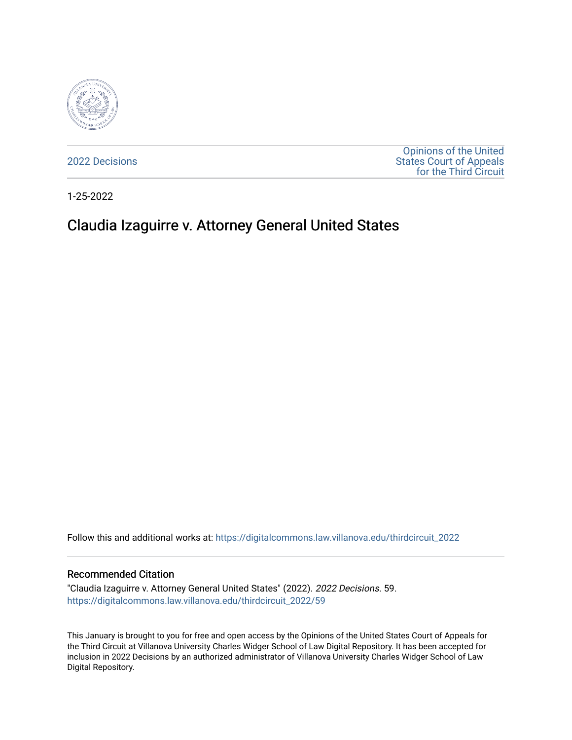2022 Decisions

Opinions of the United States Court of Appeals for the Third Circuit

1-25-2022

# Claudia Izaguirre v. Attorney General United States

Follow this and additional works at: https://digitalcommons.law.villanova.edu/thirdcircuit_2022

## Recommended Citation

"Claudia Izaguirre v. Attorney General United States" (2022). *2022 Decisions*. 59.
https://digitalcommons.law.villanova.edu/thirdcircuit_2022/59

This January is brought to you for free and open access by the Opinions of the United States Court of Appeals for the Third Circuit at Villanova University Charles Widger School of Law Digital Repository. It has been accepted for inclusion in 2022 Decisions by an authorized administrator of Villanova University Charles Widger School of Law Digital Repository.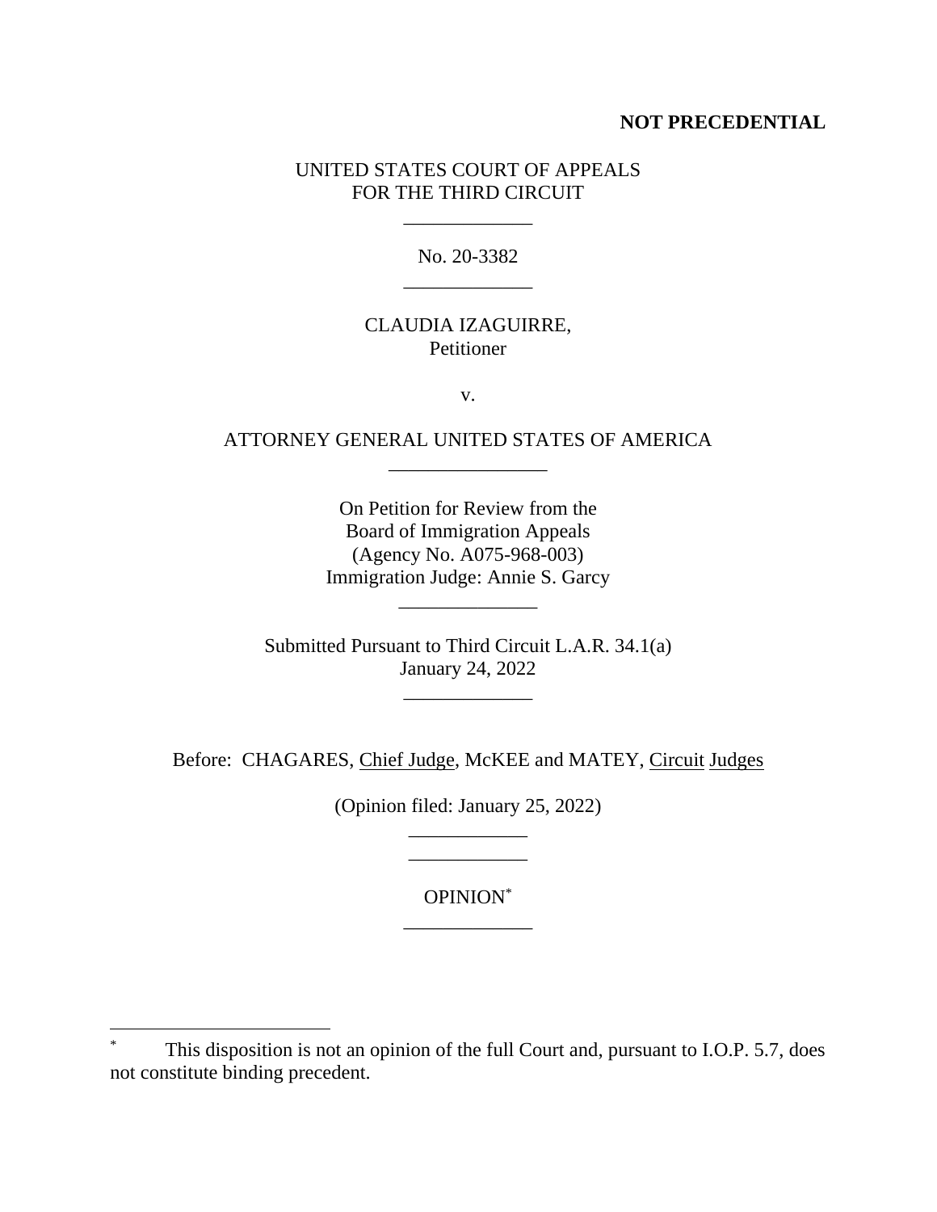**NOT PRECEDENTIAL**

UNITED STATES COURT OF APPEALS
FOR THE THIRD CIRCUIT

\_\_\_\_\_\_\_\_\_\_\_\_\_

No. 20-3382

\_\_\_\_\_\_\_\_\_\_\_\_\_

CLAUDIA IZAGUIRRE,
Petitioner

v.

ATTORNEY GENERAL UNITED STATES OF AMERICA

\_\_\_\_\_\_\_\_\_\_\_\_\_\_\_\_

On Petition for Review from the
Board of Immigration Appeals
(Agency No. A075-968-003)
Immigration Judge: Annie S. Garcy

\_\_\_\_\_\_\_\_\_\_\_\_\_\_

Submitted Pursuant to Third Circuit L.A.R. 34.1(a)
January 24, 2022

\_\_\_\_\_\_\_\_\_\_\_\_\_

Before: CHAGARES, Chief Judge, McKEE and MATEY, Circuit Judges

(Opinion filed: January 25, 2022)

\_\_\_\_\_\_\_\_\_\_\_\_

\_\_\_\_\_\_\_\_\_\_\_\_

OPINION*

\_\_\_\_\_\_\_\_\_\_\_\_\_

---

* This disposition is not an opinion of the full Court and, pursuant to I.O.P. 5.7, does not constitute binding precedent.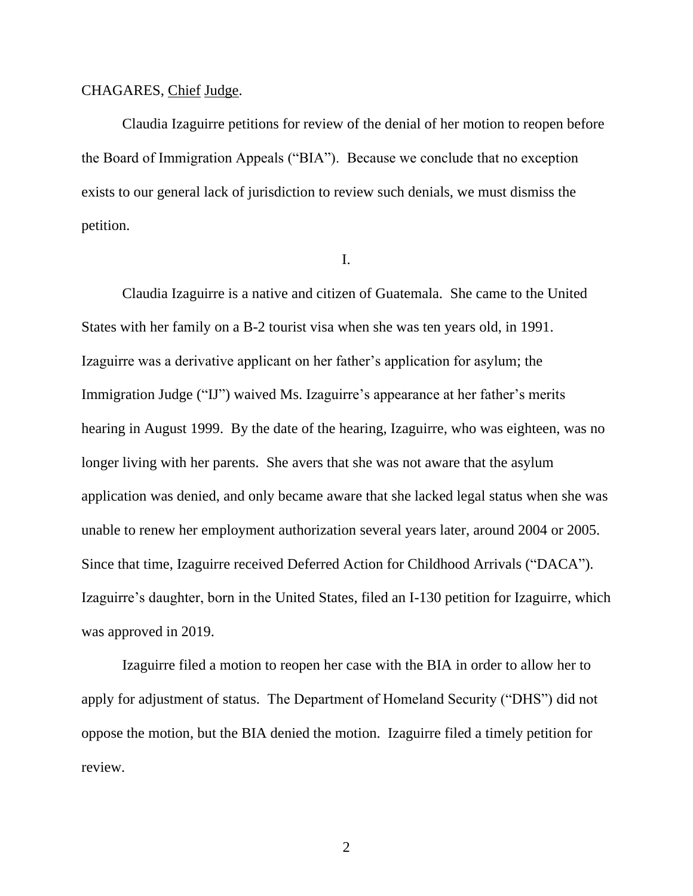CHAGARES, Chief Judge.

Claudia Izaguirre petitions for review of the denial of her motion to reopen before the Board of Immigration Appeals ("BIA"). Because we conclude that no exception exists to our general lack of jurisdiction to review such denials, we must dismiss the petition.

I.

Claudia Izaguirre is a native and citizen of Guatemala. She came to the United States with her family on a B-2 tourist visa when she was ten years old, in 1991. Izaguirre was a derivative applicant on her father's application for asylum; the Immigration Judge ("IJ") waived Ms. Izaguirre's appearance at her father's merits hearing in August 1999. By the date of the hearing, Izaguirre, who was eighteen, was no longer living with her parents. She avers that she was not aware that the asylum application was denied, and only became aware that she lacked legal status when she was unable to renew her employment authorization several years later, around 2004 or 2005. Since that time, Izaguirre received Deferred Action for Childhood Arrivals ("DACA"). Izaguirre's daughter, born in the United States, filed an I-130 petition for Izaguirre, which was approved in 2019.

Izaguirre filed a motion to reopen her case with the BIA in order to allow her to apply for adjustment of status. The Department of Homeland Security ("DHS") did not oppose the motion, but the BIA denied the motion. Izaguirre filed a timely petition for review.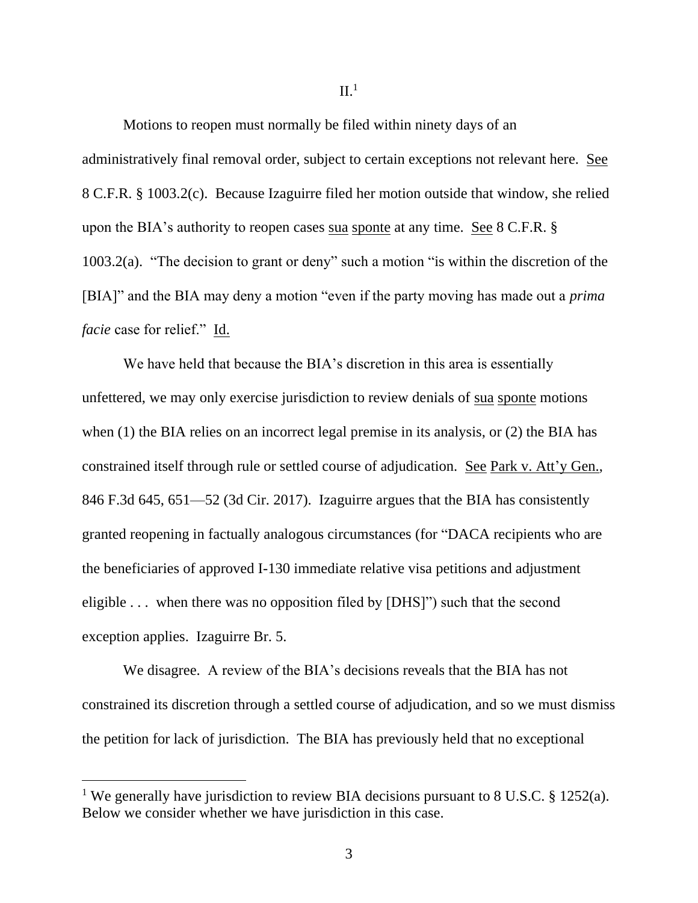II.[1]

Motions to reopen must normally be filed within ninety days of an administratively final removal order, subject to certain exceptions not relevant here. See 8 C.F.R. § 1003.2(c). Because Izaguirre filed her motion outside that window, she relied upon the BIA's authority to reopen cases sua sponte at any time. See 8 C.F.R. § 1003.2(a). "The decision to grant or deny" such a motion "is within the discretion of the [BIA]" and the BIA may deny a motion "even if the party moving has made out a *prima facie* case for relief." Id.

We have held that because the BIA's discretion in this area is essentially unfettered, we may only exercise jurisdiction to review denials of sua sponte motions when (1) the BIA relies on an incorrect legal premise in its analysis, or (2) the BIA has constrained itself through rule or settled course of adjudication. See Park v. Att'y Gen., 846 F.3d 645, 651—52 (3d Cir. 2017). Izaguirre argues that the BIA has consistently granted reopening in factually analogous circumstances (for "DACA recipients who are the beneficiaries of approved I-130 immediate relative visa petitions and adjustment eligible . . . when there was no opposition filed by [DHS]") such that the second exception applies. Izaguirre Br. 5.

We disagree. A review of the BIA's decisions reveals that the BIA has not constrained its discretion through a settled course of adjudication, and so we must dismiss the petition for lack of jurisdiction. The BIA has previously held that no exceptional

[1] We generally have jurisdiction to review BIA decisions pursuant to 8 U.S.C. § 1252(a). Below we consider whether we have jurisdiction in this case.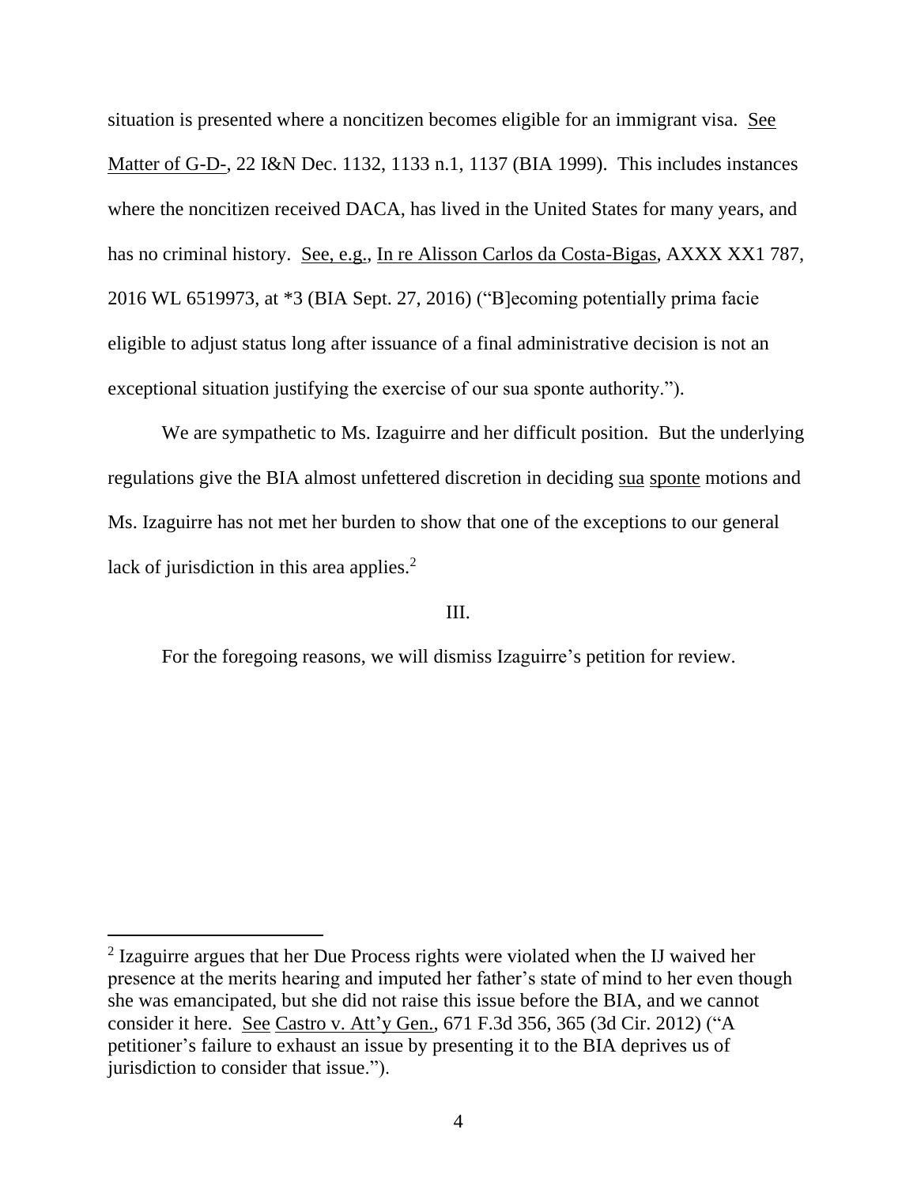situation is presented where a noncitizen becomes eligible for an immigrant visa. See Matter of G-D-, 22 I&N Dec. 1132, 1133 n.1, 1137 (BIA 1999). This includes instances where the noncitizen received DACA, has lived in the United States for many years, and has no criminal history. See, e.g., In re Alisson Carlos da Costa-Bigas, AXXX XX1 787, 2016 WL 6519973, at *3 (BIA Sept. 27, 2016) ("B]ecoming potentially prima facie eligible to adjust status long after issuance of a final administrative decision is not an exceptional situation justifying the exercise of our sua sponte authority.").

We are sympathetic to Ms. Izaguirre and her difficult position. But the underlying regulations give the BIA almost unfettered discretion in deciding sua sponte motions and Ms. Izaguirre has not met her burden to show that one of the exceptions to our general lack of jurisdiction in this area applies.[2]

III.

For the foregoing reasons, we will dismiss Izaguirre's petition for review.

---

[2] Izaguirre argues that her Due Process rights were violated when the IJ waived her presence at the merits hearing and imputed her father's state of mind to her even though she was emancipated, but she did not raise this issue before the BIA, and we cannot consider it here. See Castro v. Att'y Gen., 671 F.3d 356, 365 (3d Cir. 2012) ("A petitioner's failure to exhaust an issue by presenting it to the BIA deprives us of jurisdiction to consider that issue.").